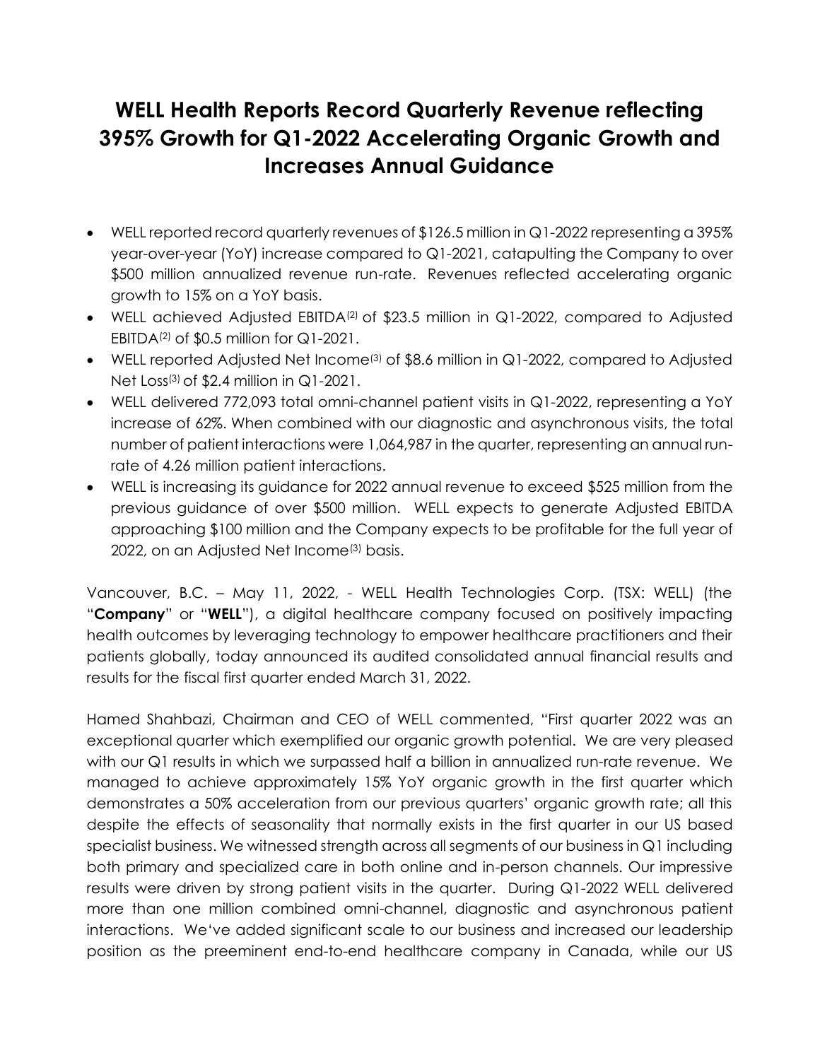# WELL Health Reports Record Quarterly Revenue reflecting 395% Growth for Q1-2022 Accelerating Organic Growth and Increases Annual Guidance

- WELL reported record quarterly revenues of $126.5 million in Q1-2022 representing a 395% year-over-year (YoY) increase compared to Q1-2021, catapulting the Company to over $500 million annualized revenue run-rate. Revenues reflected accelerating organic growth to 15% on a YoY basis.
- WELL achieved Adjusted EBITDA[(2)] of $23.5 million in Q1-2022, compared to Adjusted EBITDA[(2)] of $0.5 million for Q1-2021.
- WELL reported Adjusted Net Income[(3)] of $8.6 million in Q1-2022, compared to Adjusted Net Loss[(3)] of $2.4 million in Q1-2021.
- WELL delivered 772,093 total omni-channel patient visits in Q1-2022, representing a YoY increase of 62%. When combined with our diagnostic and asynchronous visits, the total number of patient interactions were 1,064,987 in the quarter, representing an annual run-rate of 4.26 million patient interactions.
- WELL is increasing its guidance for 2022 annual revenue to exceed $525 million from the previous guidance of over $500 million. WELL expects to generate Adjusted EBITDA approaching $100 million and the Company expects to be profitable for the full year of 2022, on an Adjusted Net Income[(3)] basis.

Vancouver, B.C. – May 11, 2022, - WELL Health Technologies Corp. (TSX: WELL) (the "**Company**" or "**WELL**"), a digital healthcare company focused on positively impacting health outcomes by leveraging technology to empower healthcare practitioners and their patients globally, today announced its audited consolidated annual financial results and results for the fiscal first quarter ended March 31, 2022.

Hamed Shahbazi, Chairman and CEO of WELL commented, "First quarter 2022 was an exceptional quarter which exemplified our organic growth potential. We are very pleased with our Q1 results in which we surpassed half a billion in annualized run-rate revenue. We managed to achieve approximately 15% YoY organic growth in the first quarter which demonstrates a 50% acceleration from our previous quarters' organic growth rate; all this despite the effects of seasonality that normally exists in the first quarter in our US based specialist business. We witnessed strength across all segments of our business in Q1 including both primary and specialized care in both online and in-person channels. Our impressive results were driven by strong patient visits in the quarter. During Q1-2022 WELL delivered more than one million combined omni-channel, diagnostic and asynchronous patient interactions. We've added significant scale to our business and increased our leadership position as the preeminent end-to-end healthcare company in Canada, while our US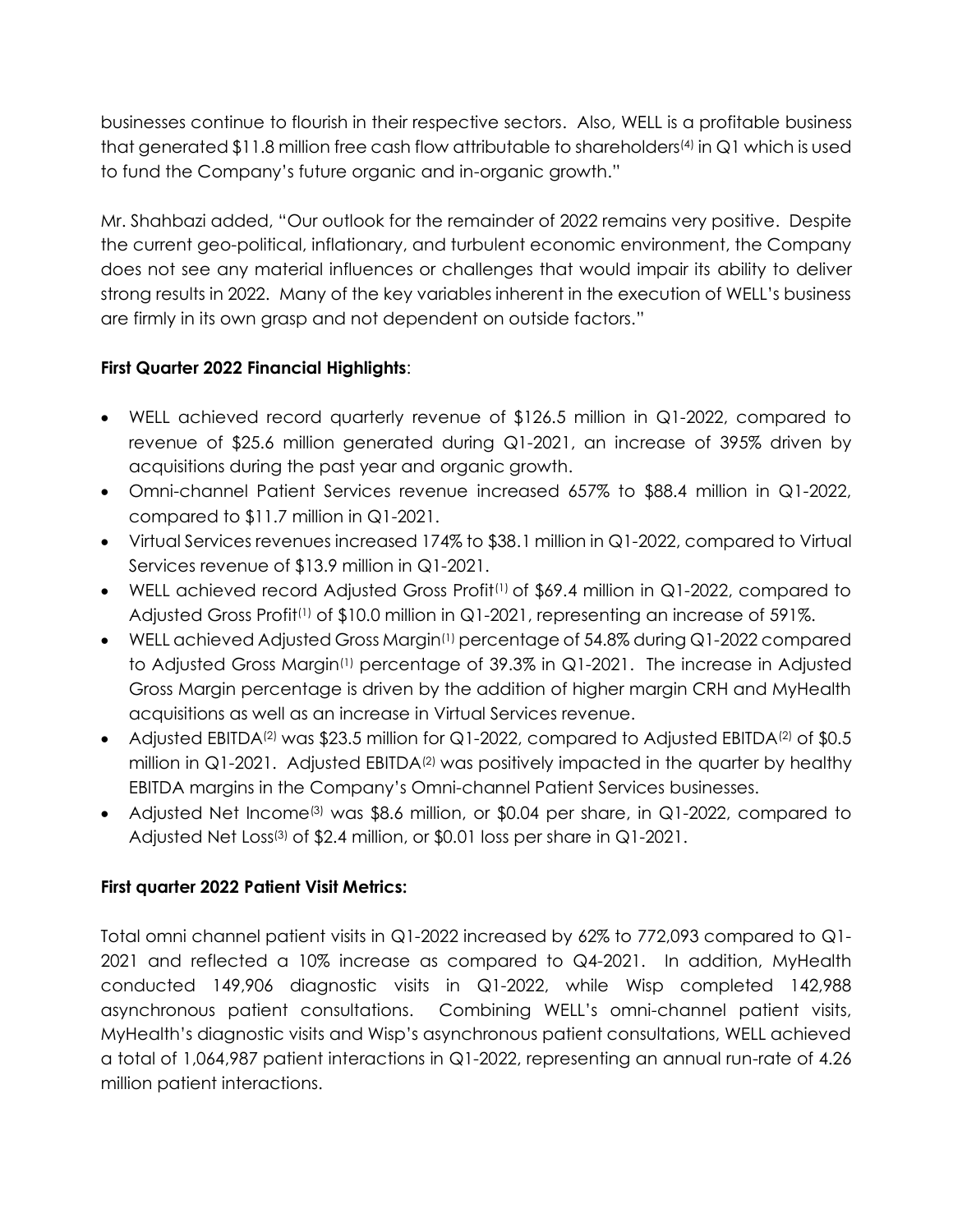businesses continue to flourish in their respective sectors. Also, WELL is a profitable business that generated $11.8 million free cash flow attributable to shareholders[4] in Q1 which is used to fund the Company's future organic and in-organic growth."

Mr. Shahbazi added, "Our outlook for the remainder of 2022 remains very positive. Despite the current geo-political, inflationary, and turbulent economic environment, the Company does not see any material influences or challenges that would impair its ability to deliver strong results in 2022. Many of the key variables inherent in the execution of WELL's business are firmly in its own grasp and not dependent on outside factors."

**First Quarter 2022 Financial Highlights**:

- WELL achieved record quarterly revenue of $126.5 million in Q1-2022, compared to revenue of $25.6 million generated during Q1-2021, an increase of 395% driven by acquisitions during the past year and organic growth.
- Omni-channel Patient Services revenue increased 657% to $88.4 million in Q1-2022, compared to $11.7 million in Q1-2021.
- Virtual Services revenues increased 174% to $38.1 million in Q1-2022, compared to Virtual Services revenue of $13.9 million in Q1-2021.
- WELL achieved record Adjusted Gross Profit[1] of $69.4 million in Q1-2022, compared to Adjusted Gross Profit[1] of $10.0 million in Q1-2021, representing an increase of 591%.
- WELL achieved Adjusted Gross Margin[1] percentage of 54.8% during Q1-2022 compared to Adjusted Gross Margin[1] percentage of 39.3% in Q1-2021. The increase in Adjusted Gross Margin percentage is driven by the addition of higher margin CRH and MyHealth acquisitions as well as an increase in Virtual Services revenue.
- Adjusted EBITDA[2] was $23.5 million for Q1-2022, compared to Adjusted EBITDA[2] of $0.5 million in Q1-2021. Adjusted EBITDA[2] was positively impacted in the quarter by healthy EBITDA margins in the Company's Omni-channel Patient Services businesses.
- Adjusted Net Income[3] was $8.6 million, or $0.04 per share, in Q1-2022, compared to Adjusted Net Loss[3] of $2.4 million, or $0.01 loss per share in Q1-2021.

**First quarter 2022 Patient Visit Metrics:**

Total omni channel patient visits in Q1-2022 increased by 62% to 772,093 compared to Q1-2021 and reflected a 10% increase as compared to Q4-2021. In addition, MyHealth conducted 149,906 diagnostic visits in Q1-2022, while Wisp completed 142,988 asynchronous patient consultations. Combining WELL's omni-channel patient visits, MyHealth's diagnostic visits and Wisp's asynchronous patient consultations, WELL achieved a total of 1,064,987 patient interactions in Q1-2022, representing an annual run-rate of 4.26 million patient interactions.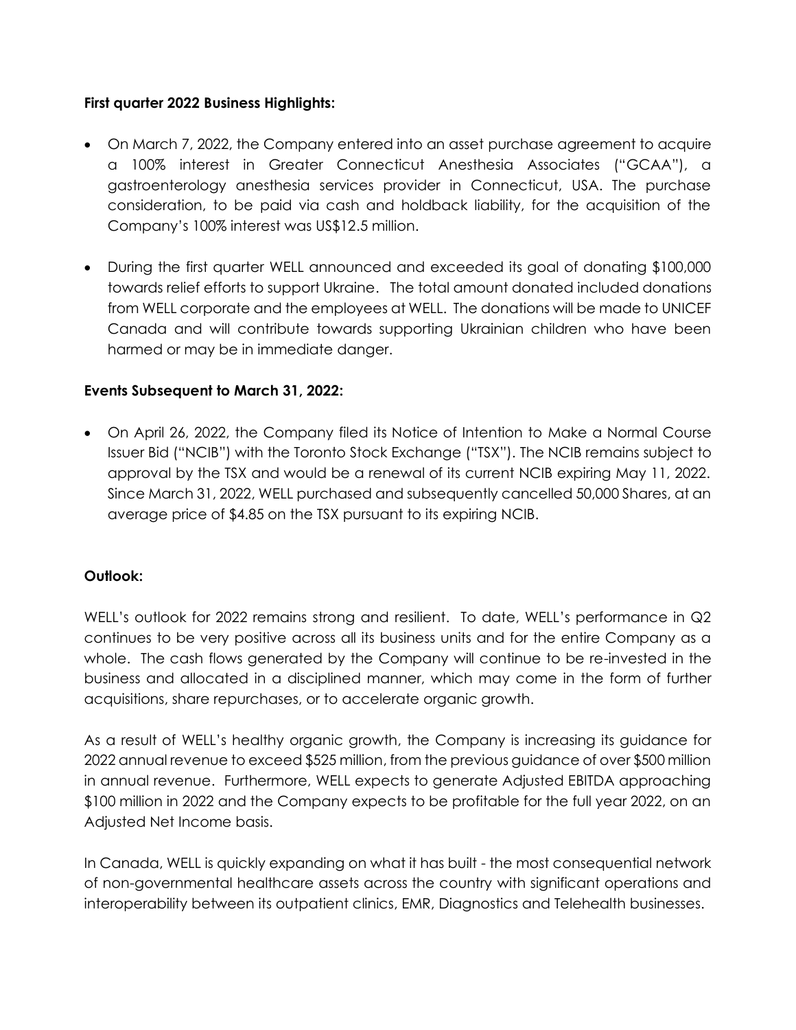**First quarter 2022 Business Highlights:**

- On March 7, 2022, the Company entered into an asset purchase agreement to acquire a 100% interest in Greater Connecticut Anesthesia Associates ("GCAA"), a gastroenterology anesthesia services provider in Connecticut, USA. The purchase consideration, to be paid via cash and holdback liability, for the acquisition of the Company's 100% interest was US$12.5 million.

- During the first quarter WELL announced and exceeded its goal of donating $100,000 towards relief efforts to support Ukraine. The total amount donated included donations from WELL corporate and the employees at WELL. The donations will be made to UNICEF Canada and will contribute towards supporting Ukrainian children who have been harmed or may be in immediate danger.

**Events Subsequent to March 31, 2022:**

- On April 26, 2022, the Company filed its Notice of Intention to Make a Normal Course Issuer Bid ("NCIB") with the Toronto Stock Exchange ("TSX"). The NCIB remains subject to approval by the TSX and would be a renewal of its current NCIB expiring May 11, 2022. Since March 31, 2022, WELL purchased and subsequently cancelled 50,000 Shares, at an average price of $4.85 on the TSX pursuant to its expiring NCIB.

**Outlook:**

WELL's outlook for 2022 remains strong and resilient. To date, WELL's performance in Q2 continues to be very positive across all its business units and for the entire Company as a whole. The cash flows generated by the Company will continue to be re-invested in the business and allocated in a disciplined manner, which may come in the form of further acquisitions, share repurchases, or to accelerate organic growth.

As a result of WELL's healthy organic growth, the Company is increasing its guidance for 2022 annual revenue to exceed $525 million, from the previous guidance of over $500 million in annual revenue. Furthermore, WELL expects to generate Adjusted EBITDA approaching $100 million in 2022 and the Company expects to be profitable for the full year 2022, on an Adjusted Net Income basis.

In Canada, WELL is quickly expanding on what it has built - the most consequential network of non-governmental healthcare assets across the country with significant operations and interoperability between its outpatient clinics, EMR, Diagnostics and Telehealth businesses.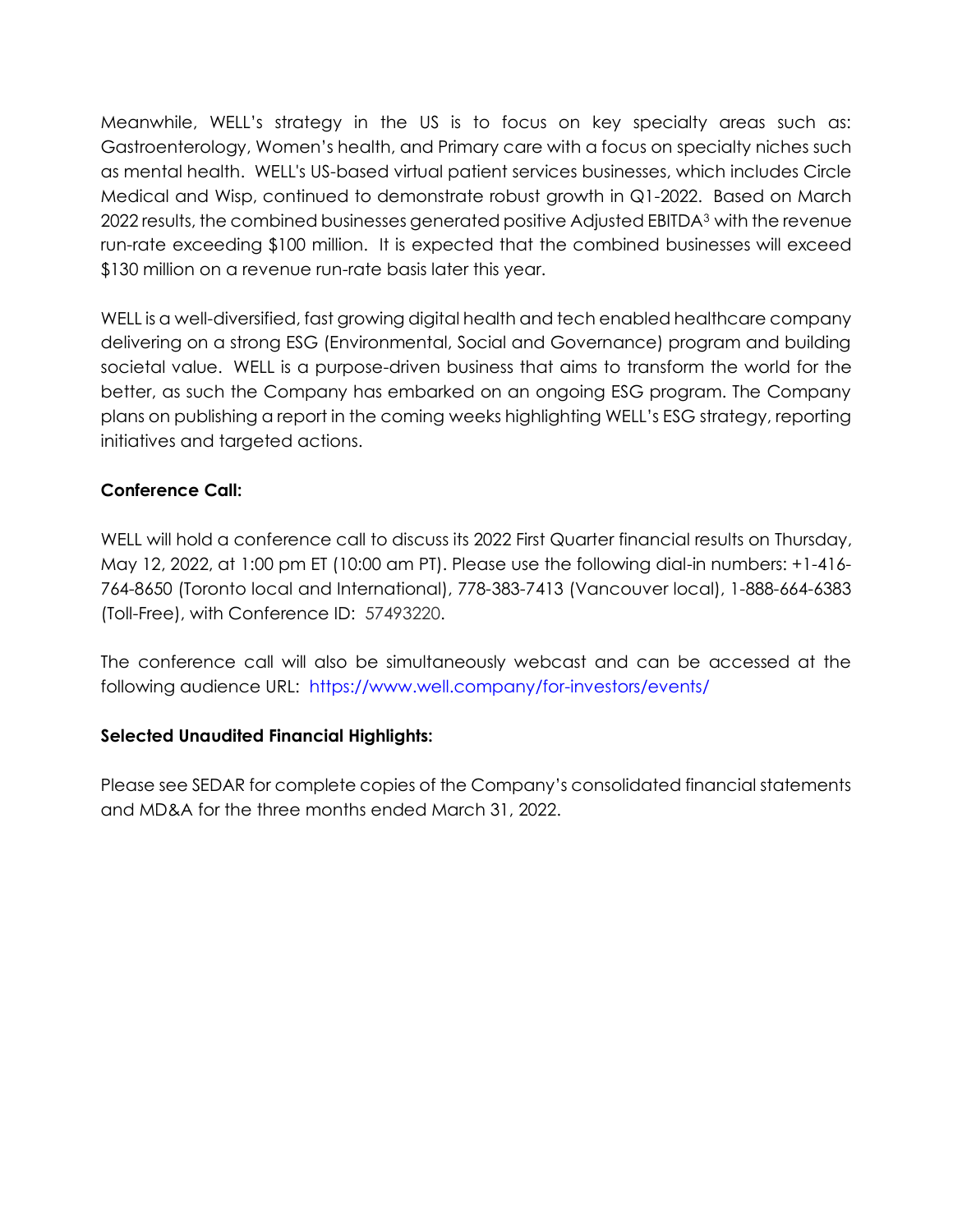Meanwhile, WELL's strategy in the US is to focus on key specialty areas such as: Gastroenterology, Women's health, and Primary care with a focus on specialty niches such as mental health. WELL's US-based virtual patient services businesses, which includes Circle Medical and Wisp, continued to demonstrate robust growth in Q1-2022. Based on March 2022 results, the combined businesses generated positive Adjusted EBITDA[3] with the revenue run-rate exceeding $100 million. It is expected that the combined businesses will exceed $130 million on a revenue run-rate basis later this year.

WELL is a well-diversified, fast growing digital health and tech enabled healthcare company delivering on a strong ESG (Environmental, Social and Governance) program and building societal value. WELL is a purpose-driven business that aims to transform the world for the better, as such the Company has embarked on an ongoing ESG program. The Company plans on publishing a report in the coming weeks highlighting WELL's ESG strategy, reporting initiatives and targeted actions.

**Conference Call:**

WELL will hold a conference call to discuss its 2022 First Quarter financial results on Thursday, May 12, 2022, at 1:00 pm ET (10:00 am PT). Please use the following dial-in numbers: +1-416-764-8650 (Toronto local and International), 778-383-7413 (Vancouver local), 1-888-664-6383 (Toll-Free), with Conference ID: 57493220.

The conference call will also be simultaneously webcast and can be accessed at the following audience URL: https://www.well.company/for-investors/events/

**Selected Unaudited Financial Highlights:**

Please see SEDAR for complete copies of the Company's consolidated financial statements and MD&A for the three months ended March 31, 2022.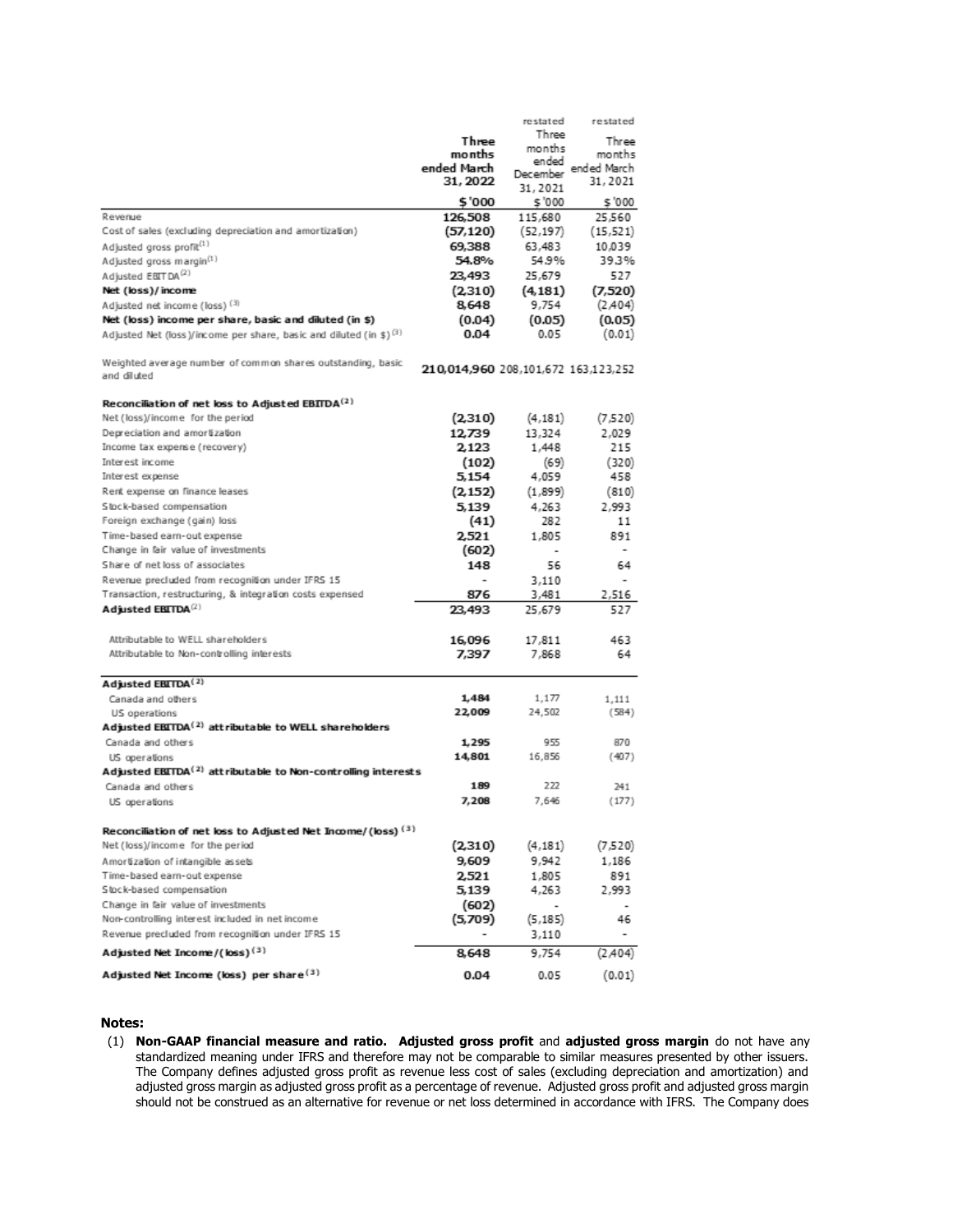| | Three months ended March 31, 2022 | restated Three months ended December 31, 2021 | restated Three months ended March 31, 2021 |
|---|---|---|---|
| | **$'000** | $'000 | $'000 |
| Revenue | **126,508** | 115,680 | 25,560 |
| Cost of sales (excluding depreciation and amortization) | **(57,120)** | (52,197) | (15,521) |
| Adjusted gross profit[1] | **69,388** | 63,483 | 10,039 |
| Adjusted gross margin[1] | **54.8%** | 54.9% | 39.3% |
| Adjusted EBITDA[2] | **23,493** | 25,679 | 527 |
| **Net (loss)/income** | **(2,310)** | **(4,181)** | **(7,520)** |
| Adjusted net income (loss) [3] | **8,648** | 9,754 | (2,404) |
| **Net (loss) income per share, basic and diluted (in $)** | **(0.04)** | **(0.05)** | **(0.05)** |
| Adjusted Net (loss)/income per share, basic and diluted (in $) [3] | **0.04** | 0.05 | (0.01) |
| Weighted average number of common shares outstanding, basic and diluted | **210,014,960** | 208,101,672 | 163,123,252 |
| **Reconciliation of net loss to Adjusted EBITDA[2]** | | | |
| Net (loss)/income for the period | **(2,310)** | (4,181) | (7,520) |
| Depreciation and amortization | **12,739** | 13,324 | 2,029 |
| Income tax expense (recovery) | **2,123** | 1,448 | 215 |
| Interest income | **(102)** | (69) | (320) |
| Interest expense | **5,154** | 4,059 | 458 |
| Rent expense on finance leases | **(2,152)** | (1,899) | (810) |
| Stock-based compensation | **5,139** | 4,263 | 2,993 |
| Foreign exchange (gain) loss | **(41)** | 282 | 11 |
| Time-based earn-out expense | **2,521** | 1,805 | 891 |
| Change in fair value of investments | **(602)** | - | - |
| Share of net loss of associates | **148** | 56 | 64 |
| Revenue precluded from recognition under IFRS 15 | - | 3,110 | - |
| Transaction, restructuring, & integration costs expensed | **876** | 3,481 | 2,516 |
| **Adjusted EBITDA[2]** | **23,493** | 25,679 | 527 |
| Attributable to WELL shareholders | **16,096** | 17,811 | 463 |
| Attributable to Non-controlling interests | **7,397** | 7,868 | 64 |
| **Adjusted EBITDA[2]** | | | |
| Canada and others | **1,484** | 1,177 | 1,111 |
| US operations | **22,009** | 24,502 | (584) |
| **Adjusted EBITDA[2] attributable to WELL shareholders** | | | |
| Canada and others | **1,295** | 955 | 870 |
| US operations | **14,801** | 16,856 | (407) |
| **Adjusted EBITDA[2] attributable to Non-controlling interests** | | | |
| Canada and others | **189** | 222 | 241 |
| US operations | **7,208** | 7,646 | (177) |
| **Reconciliation of net loss to Adjusted Net Income/(loss) [3]** | | | |
| Net (loss)/income for the period | **(2,310)** | (4,181) | (7,520) |
| Amortization of intangible assets | **9,609** | 9,942 | 1,186 |
| Time-based earn-out expense | **2,521** | 1,805 | 891 |
| Stock-based compensation | **5,139** | 4,263 | 2,993 |
| Change in fair value of investments | **(602)** | - | - |
| Non-controlling interest included in net income | **(5,709)** | (5,185) | 46 |
| Revenue precluded from recognition under IFRS 15 | - | 3,110 | - |
| **Adjusted Net Income/(loss) [3]** | **8,648** | 9,754 | (2,404) |
| **Adjusted Net Income (loss) per share [3]** | **0.04** | 0.05 | (0.01) |

**Notes:**

(1) **Non-GAAP financial measure and ratio. Adjusted gross profit** and **adjusted gross margin** do not have any standardized meaning under IFRS and therefore may not be comparable to similar measures presented by other issuers. The Company defines adjusted gross profit as revenue less cost of sales (excluding depreciation and amortization) and adjusted gross margin as adjusted gross profit as a percentage of revenue. Adjusted gross profit and adjusted gross margin should not be construed as an alternative for revenue or net loss determined in accordance with IFRS. The Company does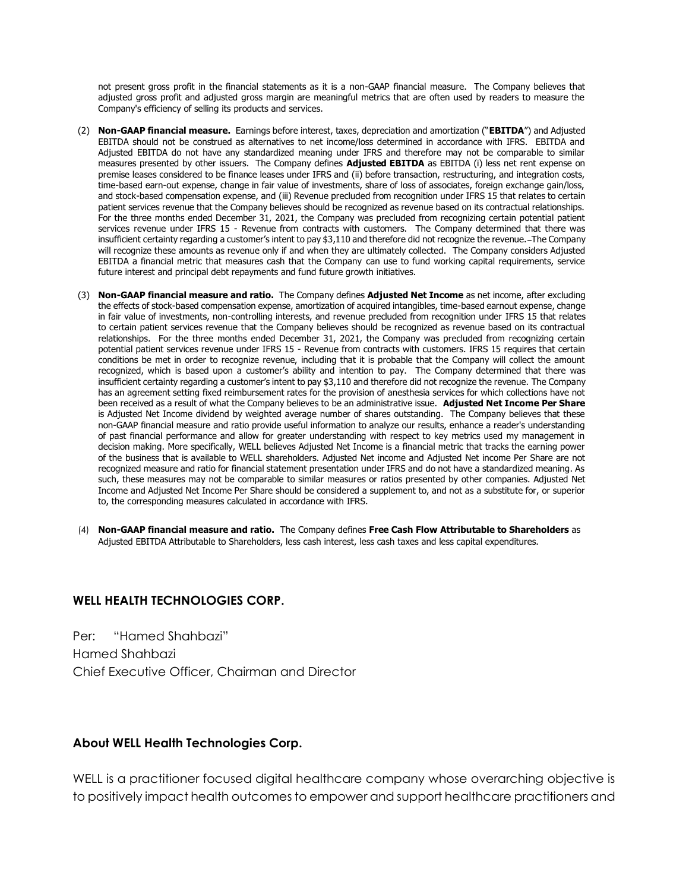not present gross profit in the financial statements as it is a non-GAAP financial measure. The Company believes that adjusted gross profit and adjusted gross margin are meaningful metrics that are often used by readers to measure the Company's efficiency of selling its products and services.

(2) **Non-GAAP financial measure.** Earnings before interest, taxes, depreciation and amortization ("**EBITDA**") and Adjusted EBITDA should not be construed as alternatives to net income/loss determined in accordance with IFRS. EBITDA and Adjusted EBITDA do not have any standardized meaning under IFRS and therefore may not be comparable to similar measures presented by other issuers. The Company defines **Adjusted EBITDA** as EBITDA (i) less net rent expense on premise leases considered to be finance leases under IFRS and (ii) before transaction, restructuring, and integration costs, time-based earn-out expense, change in fair value of investments, share of loss of associates, foreign exchange gain/loss, and stock-based compensation expense, and (iii) Revenue precluded from recognition under IFRS 15 that relates to certain patient services revenue that the Company believes should be recognized as revenue based on its contractual relationships. For the three months ended December 31, 2021, the Company was precluded from recognizing certain potential patient services revenue under IFRS 15 - Revenue from contracts with customers. The Company determined that there was insufficient certainty regarding a customer's intent to pay $3,110 and therefore did not recognize the revenue. The Company will recognize these amounts as revenue only if and when they are ultimately collected. The Company considers Adjusted EBITDA a financial metric that measures cash that the Company can use to fund working capital requirements, service future interest and principal debt repayments and fund future growth initiatives.

(3) **Non-GAAP financial measure and ratio.** The Company defines **Adjusted Net Income** as net income, after excluding the effects of stock-based compensation expense, amortization of acquired intangibles, time-based earnout expense, change in fair value of investments, non-controlling interests, and revenue precluded from recognition under IFRS 15 that relates to certain patient services revenue that the Company believes should be recognized as revenue based on its contractual relationships. For the three months ended December 31, 2021, the Company was precluded from recognizing certain potential patient services revenue under IFRS 15 - Revenue from contracts with customers. IFRS 15 requires that certain conditions be met in order to recognize revenue, including that it is probable that the Company will collect the amount recognized, which is based upon a customer's ability and intention to pay. The Company determined that there was insufficient certainty regarding a customer's intent to pay $3,110 and therefore did not recognize the revenue. The Company has an agreement setting fixed reimbursement rates for the provision of anesthesia services for which collections have not been received as a result of what the Company believes to be an administrative issue. **Adjusted Net Income Per Share** is Adjusted Net Income dividend by weighted average number of shares outstanding. The Company believes that these non-GAAP financial measure and ratio provide useful information to analyze our results, enhance a reader's understanding of past financial performance and allow for greater understanding with respect to key metrics used my management in decision making. More specifically, WELL believes Adjusted Net Income is a financial metric that tracks the earning power of the business that is available to WELL shareholders. Adjusted Net income and Adjusted Net income Per Share are not recognized measure and ratio for financial statement presentation under IFRS and do not have a standardized meaning. As such, these measures may not be comparable to similar measures or ratios presented by other companies. Adjusted Net Income and Adjusted Net Income Per Share should be considered a supplement to, and not as a substitute for, or superior to, the corresponding measures calculated in accordance with IFRS.

(4) **Non-GAAP financial measure and ratio.** The Company defines **Free Cash Flow Attributable to Shareholders** as Adjusted EBITDA Attributable to Shareholders, less cash interest, less cash taxes and less capital expenditures.

**WELL HEALTH TECHNOLOGIES CORP.**

Per: "Hamed Shahbazi"
Hamed Shahbazi
Chief Executive Officer, Chairman and Director

## About WELL Health Technologies Corp.

WELL is a practitioner focused digital healthcare company whose overarching objective is to positively impact health outcomes to empower and support healthcare practitioners and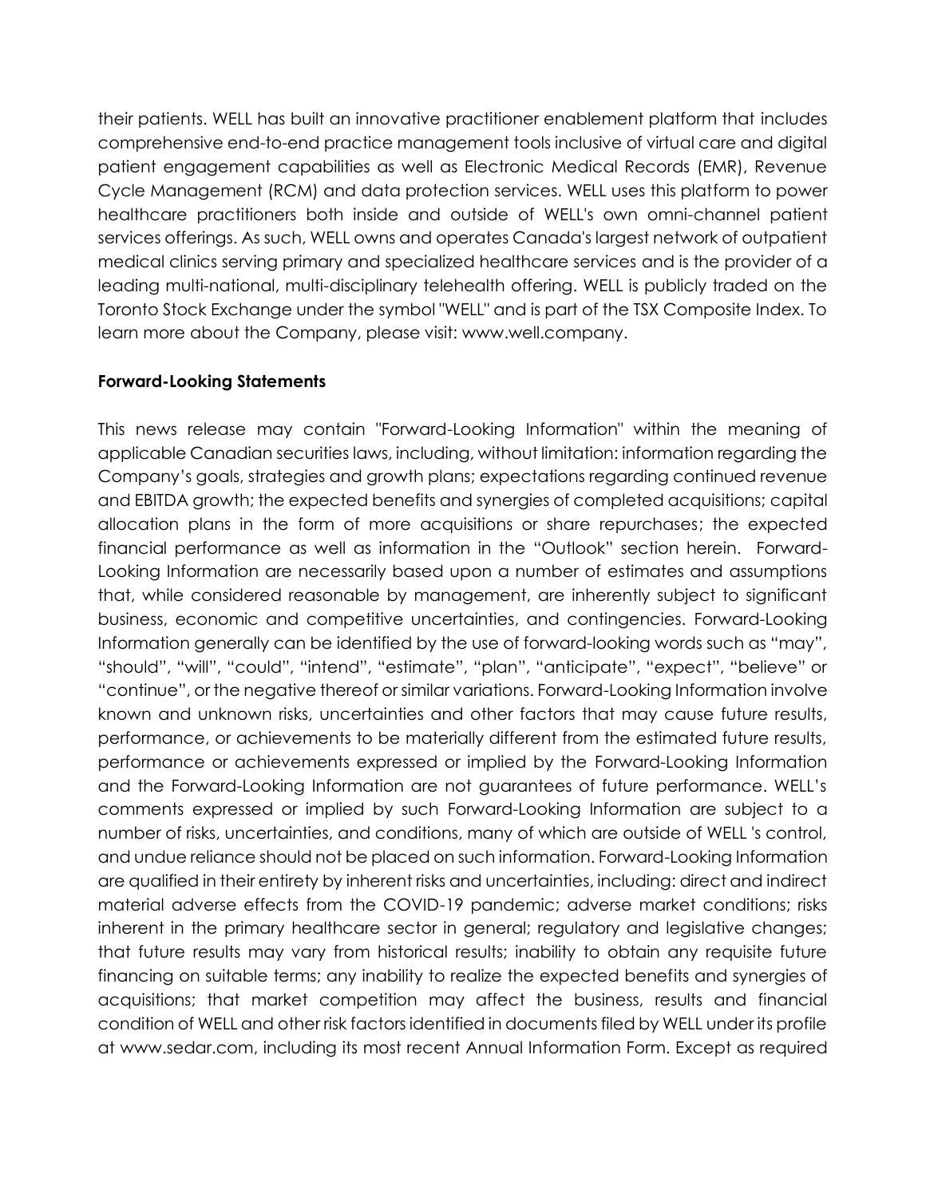their patients. WELL has built an innovative practitioner enablement platform that includes comprehensive end-to-end practice management tools inclusive of virtual care and digital patient engagement capabilities as well as Electronic Medical Records (EMR), Revenue Cycle Management (RCM) and data protection services. WELL uses this platform to power healthcare practitioners both inside and outside of WELL's own omni-channel patient services offerings. As such, WELL owns and operates Canada's largest network of outpatient medical clinics serving primary and specialized healthcare services and is the provider of a leading multi-national, multi-disciplinary telehealth offering. WELL is publicly traded on the Toronto Stock Exchange under the symbol "WELL" and is part of the TSX Composite Index. To learn more about the Company, please visit: www.well.company.

**Forward-Looking Statements**

This news release may contain "Forward-Looking Information" within the meaning of applicable Canadian securities laws, including, without limitation: information regarding the Company's goals, strategies and growth plans; expectations regarding continued revenue and EBITDA growth; the expected benefits and synergies of completed acquisitions; capital allocation plans in the form of more acquisitions or share repurchases; the expected financial performance as well as information in the "Outlook" section herein. Forward-Looking Information are necessarily based upon a number of estimates and assumptions that, while considered reasonable by management, are inherently subject to significant business, economic and competitive uncertainties, and contingencies. Forward-Looking Information generally can be identified by the use of forward-looking words such as "may", "should", "will", "could", "intend", "estimate", "plan", "anticipate", "expect", "believe" or "continue", or the negative thereof or similar variations. Forward-Looking Information involve known and unknown risks, uncertainties and other factors that may cause future results, performance, or achievements to be materially different from the estimated future results, performance or achievements expressed or implied by the Forward-Looking Information and the Forward-Looking Information are not guarantees of future performance. WELL's comments expressed or implied by such Forward-Looking Information are subject to a number of risks, uncertainties, and conditions, many of which are outside of WELL 's control, and undue reliance should not be placed on such information. Forward-Looking Information are qualified in their entirety by inherent risks and uncertainties, including: direct and indirect material adverse effects from the COVID-19 pandemic; adverse market conditions; risks inherent in the primary healthcare sector in general; regulatory and legislative changes; that future results may vary from historical results; inability to obtain any requisite future financing on suitable terms; any inability to realize the expected benefits and synergies of acquisitions; that market competition may affect the business, results and financial condition of WELL and other risk factors identified in documents filed by WELL under its profile at www.sedar.com, including its most recent Annual Information Form. Except as required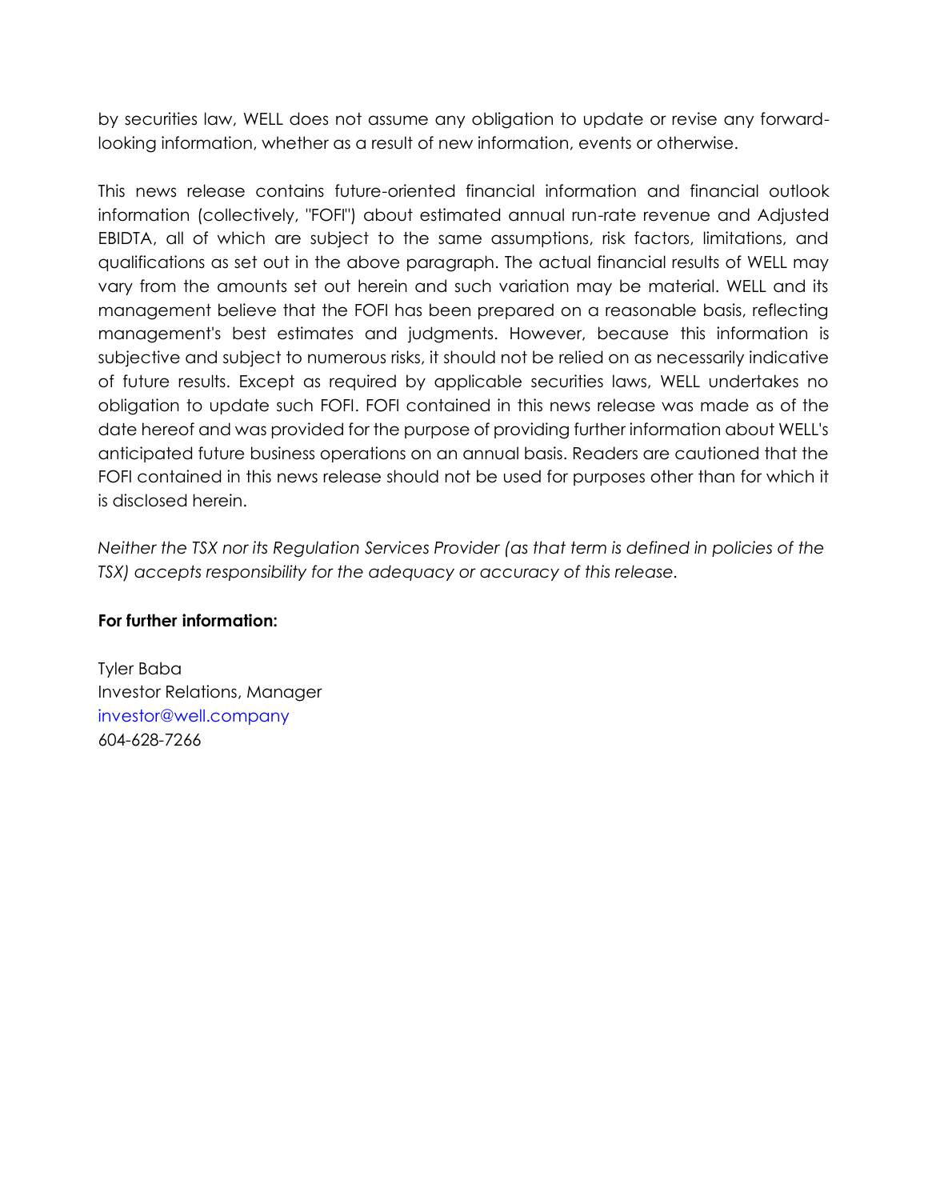by securities law, WELL does not assume any obligation to update or revise any forward-looking information, whether as a result of new information, events or otherwise.

This news release contains future-oriented financial information and financial outlook information (collectively, "FOFI") about estimated annual run-rate revenue and Adjusted EBIDTA, all of which are subject to the same assumptions, risk factors, limitations, and qualifications as set out in the above paragraph. The actual financial results of WELL may vary from the amounts set out herein and such variation may be material. WELL and its management believe that the FOFI has been prepared on a reasonable basis, reflecting management's best estimates and judgments. However, because this information is subjective and subject to numerous risks, it should not be relied on as necessarily indicative of future results. Except as required by applicable securities laws, WELL undertakes no obligation to update such FOFI. FOFI contained in this news release was made as of the date hereof and was provided for the purpose of providing further information about WELL's anticipated future business operations on an annual basis. Readers are cautioned that the FOFI contained in this news release should not be used for purposes other than for which it is disclosed herein.

*Neither the TSX nor its Regulation Services Provider (as that term is defined in policies of the TSX) accepts responsibility for the adequacy or accuracy of this release.*

**For further information:**

Tyler Baba
Investor Relations, Manager
investor@well.company
604-628-7266